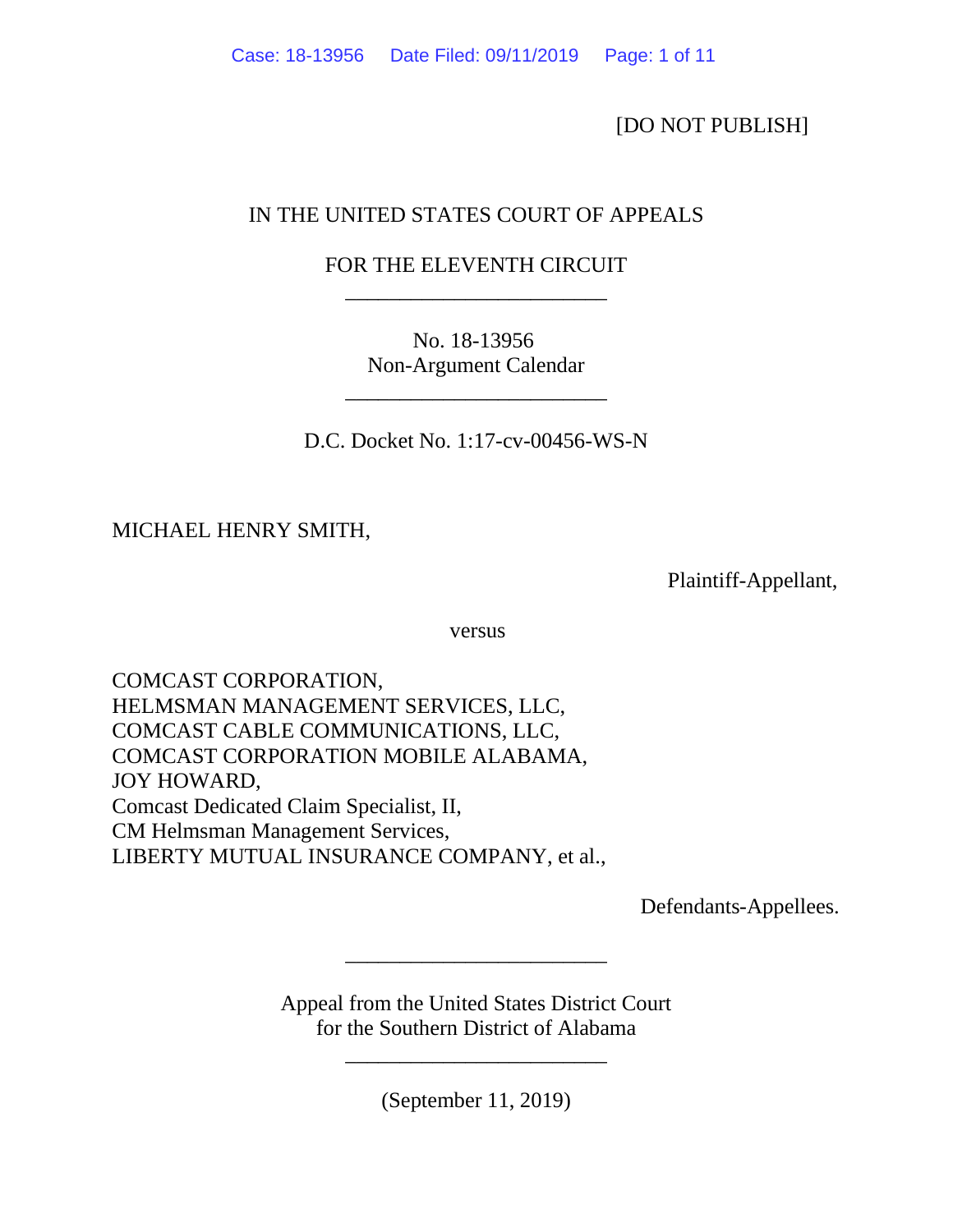[DO NOT PUBLISH]

IN THE UNITED STATES COURT OF APPEALS

FOR THE ELEVENTH CIRCUIT

________________________

No. 18-13956
Non-Argument Calendar

________________________

D.C. Docket No. 1:17-cv-00456-WS-N

MICHAEL HENRY SMITH,

Plaintiff-Appellant,

versus

COMCAST CORPORATION,
HELMSMAN MANAGEMENT SERVICES, LLC,
COMCAST CABLE COMMUNICATIONS, LLC,
COMCAST CORPORATION MOBILE ALABAMA,
JOY HOWARD,
Comcast Dedicated Claim Specialist, II,
CM Helmsman Management Services,
LIBERTY MUTUAL INSURANCE COMPANY, et al.,

Defendants-Appellees.

________________________

Appeal from the United States District Court
for the Southern District of Alabama

________________________

(September 11, 2019)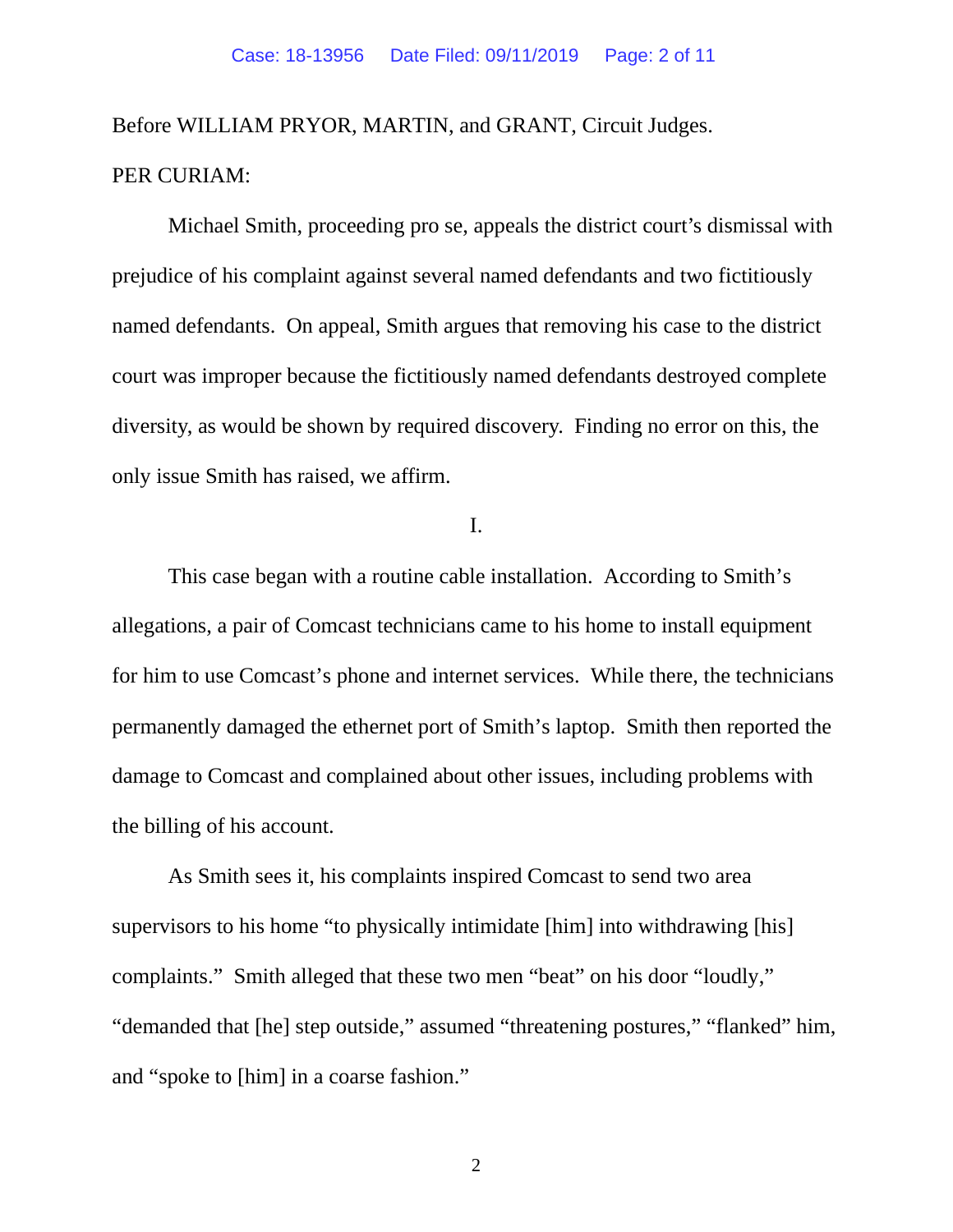Before WILLIAM PRYOR, MARTIN, and GRANT, Circuit Judges.

PER CURIAM:

Michael Smith, proceeding pro se, appeals the district court's dismissal with prejudice of his complaint against several named defendants and two fictitiously named defendants. On appeal, Smith argues that removing his case to the district court was improper because the fictitiously named defendants destroyed complete diversity, as would be shown by required discovery. Finding no error on this, the only issue Smith has raised, we affirm.

I.

This case began with a routine cable installation. According to Smith's allegations, a pair of Comcast technicians came to his home to install equipment for him to use Comcast's phone and internet services. While there, the technicians permanently damaged the ethernet port of Smith's laptop. Smith then reported the damage to Comcast and complained about other issues, including problems with the billing of his account.

As Smith sees it, his complaints inspired Comcast to send two area supervisors to his home "to physically intimidate [him] into withdrawing [his] complaints." Smith alleged that these two men "beat" on his door "loudly," "demanded that [he] step outside," assumed "threatening postures," "flanked" him, and "spoke to [him] in a coarse fashion."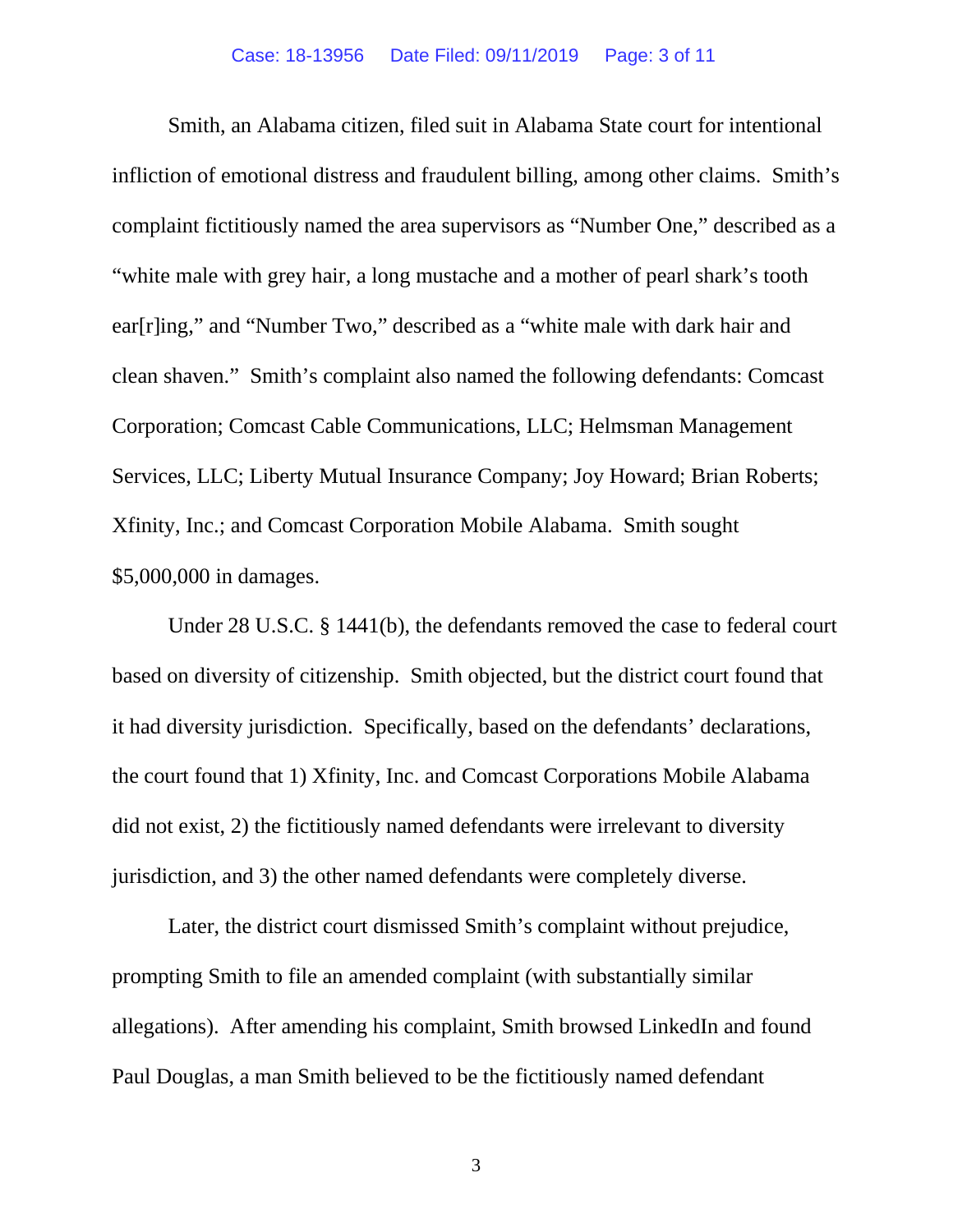Smith, an Alabama citizen, filed suit in Alabama State court for intentional infliction of emotional distress and fraudulent billing, among other claims. Smith's complaint fictitiously named the area supervisors as "Number One," described as a "white male with grey hair, a long mustache and a mother of pearl shark's tooth ear[r]ing," and "Number Two," described as a "white male with dark hair and clean shaven." Smith's complaint also named the following defendants: Comcast Corporation; Comcast Cable Communications, LLC; Helmsman Management Services, LLC; Liberty Mutual Insurance Company; Joy Howard; Brian Roberts; Xfinity, Inc.; and Comcast Corporation Mobile Alabama. Smith sought $5,000,000 in damages.

Under 28 U.S.C. § 1441(b), the defendants removed the case to federal court based on diversity of citizenship. Smith objected, but the district court found that it had diversity jurisdiction. Specifically, based on the defendants' declarations, the court found that 1) Xfinity, Inc. and Comcast Corporations Mobile Alabama did not exist, 2) the fictitiously named defendants were irrelevant to diversity jurisdiction, and 3) the other named defendants were completely diverse.

Later, the district court dismissed Smith's complaint without prejudice, prompting Smith to file an amended complaint (with substantially similar allegations). After amending his complaint, Smith browsed LinkedIn and found Paul Douglas, a man Smith believed to be the fictitiously named defendant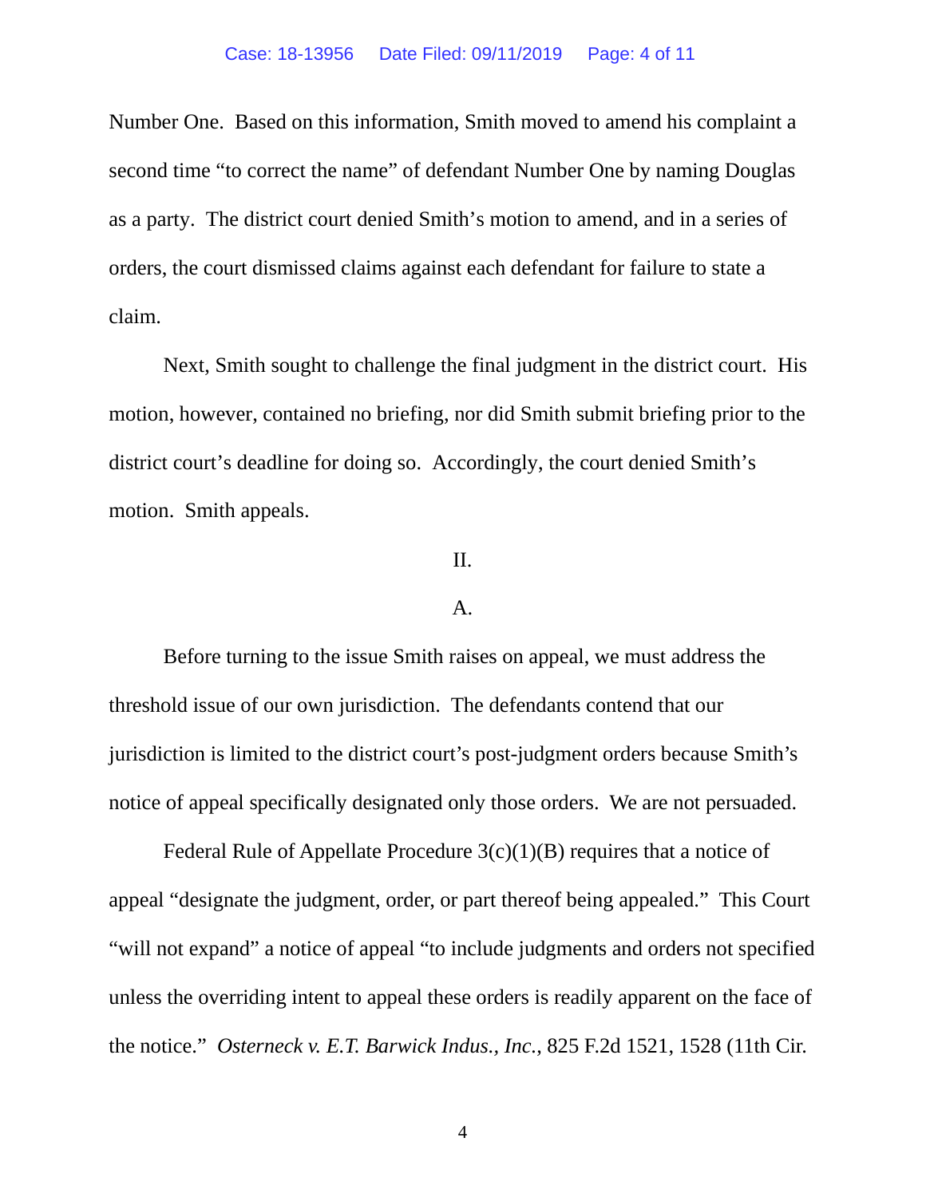Number One. Based on this information, Smith moved to amend his complaint a second time "to correct the name" of defendant Number One by naming Douglas as a party. The district court denied Smith's motion to amend, and in a series of orders, the court dismissed claims against each defendant for failure to state a claim.

Next, Smith sought to challenge the final judgment in the district court. His motion, however, contained no briefing, nor did Smith submit briefing prior to the district court's deadline for doing so. Accordingly, the court denied Smith's motion. Smith appeals.

## II.

### A.

Before turning to the issue Smith raises on appeal, we must address the threshold issue of our own jurisdiction. The defendants contend that our jurisdiction is limited to the district court's post-judgment orders because Smith's notice of appeal specifically designated only those orders. We are not persuaded.

Federal Rule of Appellate Procedure 3(c)(1)(B) requires that a notice of appeal "designate the judgment, order, or part thereof being appealed." This Court "will not expand" a notice of appeal "to include judgments and orders not specified unless the overriding intent to appeal these orders is readily apparent on the face of the notice." *Osterneck v. E.T. Barwick Indus., Inc.*, 825 F.2d 1521, 1528 (11th Cir.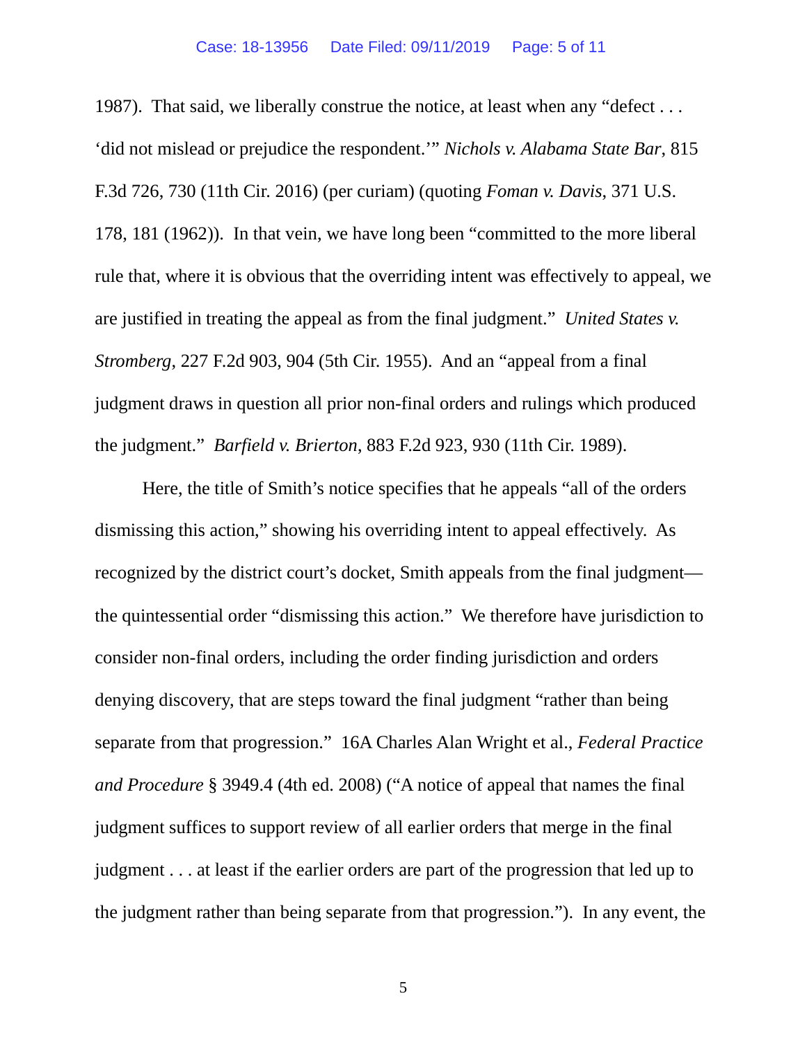1987). That said, we liberally construe the notice, at least when any "defect . . . 'did not mislead or prejudice the respondent.'" *Nichols v. Alabama State Bar*, 815 F.3d 726, 730 (11th Cir. 2016) (per curiam) (quoting *Foman v. Davis*, 371 U.S. 178, 181 (1962)). In that vein, we have long been "committed to the more liberal rule that, where it is obvious that the overriding intent was effectively to appeal, we are justified in treating the appeal as from the final judgment." *United States v. Stromberg*, 227 F.2d 903, 904 (5th Cir. 1955). And an "appeal from a final judgment draws in question all prior non-final orders and rulings which produced the judgment." *Barfield v. Brierton*, 883 F.2d 923, 930 (11th Cir. 1989).

Here, the title of Smith's notice specifies that he appeals "all of the orders dismissing this action," showing his overriding intent to appeal effectively. As recognized by the district court's docket, Smith appeals from the final judgment—the quintessential order "dismissing this action." We therefore have jurisdiction to consider non-final orders, including the order finding jurisdiction and orders denying discovery, that are steps toward the final judgment "rather than being separate from that progression." 16A Charles Alan Wright et al., *Federal Practice and Procedure* § 3949.4 (4th ed. 2008) ("A notice of appeal that names the final judgment suffices to support review of all earlier orders that merge in the final judgment . . . at least if the earlier orders are part of the progression that led up to the judgment rather than being separate from that progression."). In any event, the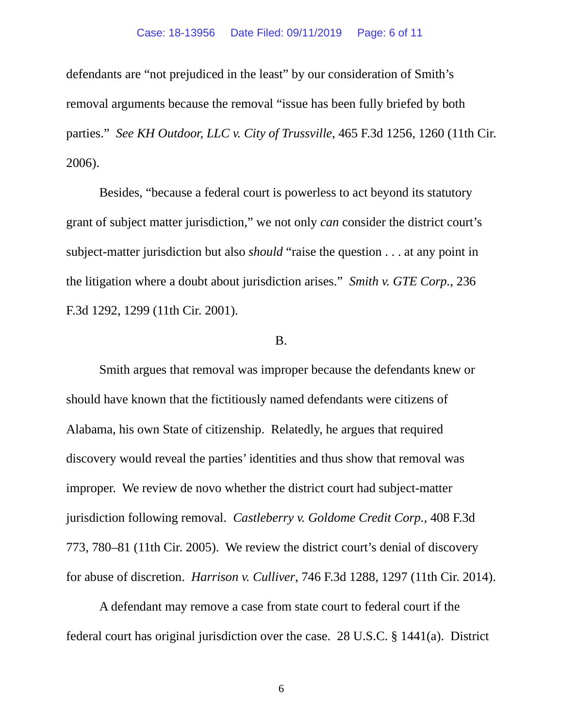defendants are "not prejudiced in the least" by our consideration of Smith's removal arguments because the removal "issue has been fully briefed by both parties." *See KH Outdoor, LLC v. City of Trussville*, 465 F.3d 1256, 1260 (11th Cir. 2006).

Besides, "because a federal court is powerless to act beyond its statutory grant of subject matter jurisdiction," we not only *can* consider the district court's subject-matter jurisdiction but also *should* "raise the question . . . at any point in the litigation where a doubt about jurisdiction arises." *Smith v. GTE Corp.*, 236 F.3d 1292, 1299 (11th Cir. 2001).

B.

Smith argues that removal was improper because the defendants knew or should have known that the fictitiously named defendants were citizens of Alabama, his own State of citizenship. Relatedly, he argues that required discovery would reveal the parties' identities and thus show that removal was improper. We review de novo whether the district court had subject-matter jurisdiction following removal. *Castleberry v. Goldome Credit Corp.*, 408 F.3d 773, 780–81 (11th Cir. 2005). We review the district court's denial of discovery for abuse of discretion. *Harrison v. Culliver*, 746 F.3d 1288, 1297 (11th Cir. 2014).

A defendant may remove a case from state court to federal court if the federal court has original jurisdiction over the case. 28 U.S.C. § 1441(a). District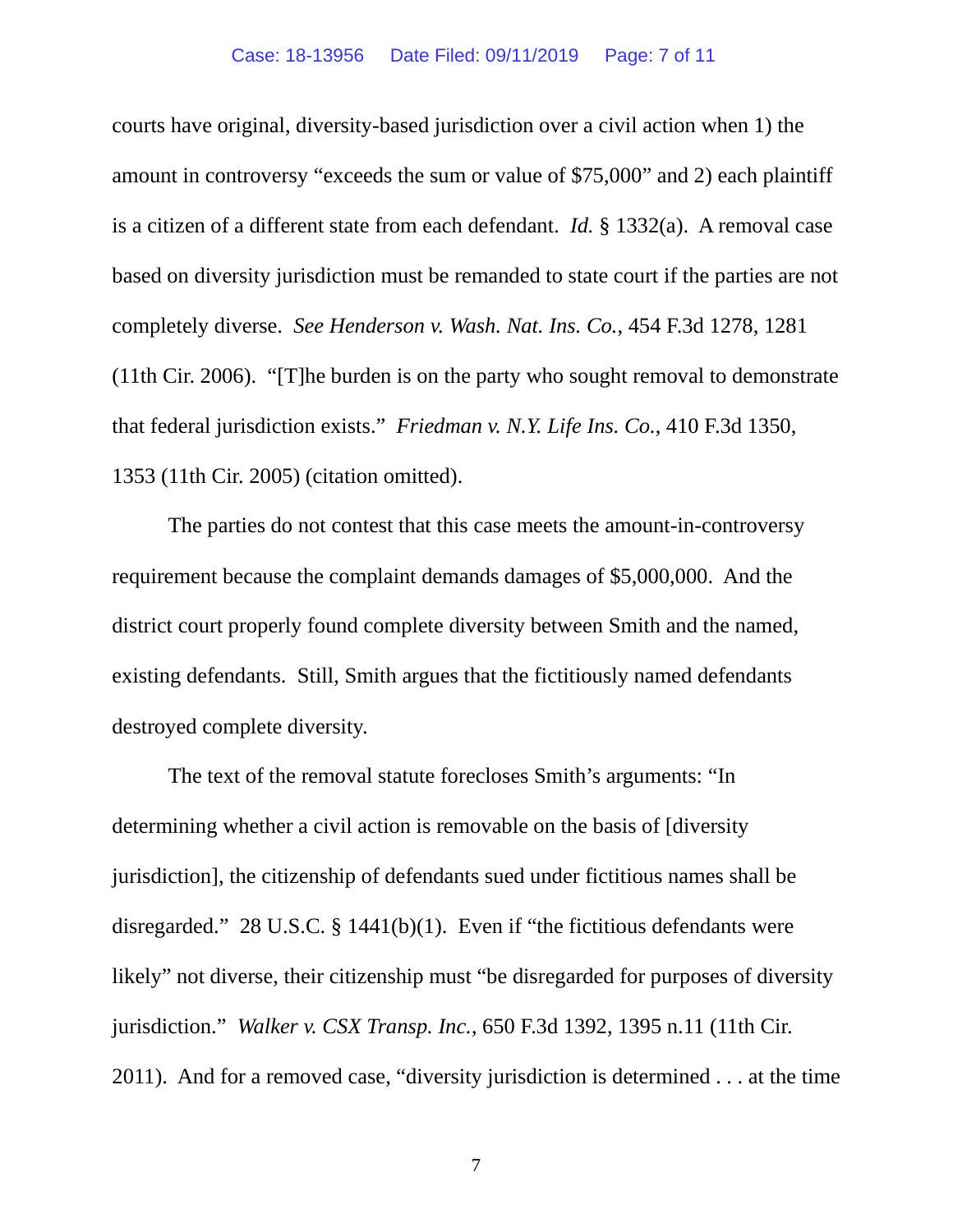courts have original, diversity-based jurisdiction over a civil action when 1) the amount in controversy "exceeds the sum or value of $75,000" and 2) each plaintiff is a citizen of a different state from each defendant. *Id.* § 1332(a). A removal case based on diversity jurisdiction must be remanded to state court if the parties are not completely diverse. *See Henderson v. Wash. Nat. Ins. Co.*, 454 F.3d 1278, 1281 (11th Cir. 2006). "[T]he burden is on the party who sought removal to demonstrate that federal jurisdiction exists." *Friedman v. N.Y. Life Ins. Co.*, 410 F.3d 1350, 1353 (11th Cir. 2005) (citation omitted).

The parties do not contest that this case meets the amount-in-controversy requirement because the complaint demands damages of $5,000,000. And the district court properly found complete diversity between Smith and the named, existing defendants. Still, Smith argues that the fictitiously named defendants destroyed complete diversity.

The text of the removal statute forecloses Smith's arguments: "In determining whether a civil action is removable on the basis of [diversity jurisdiction], the citizenship of defendants sued under fictitious names shall be disregarded." 28 U.S.C. § 1441(b)(1). Even if "the fictitious defendants were likely" not diverse, their citizenship must "be disregarded for purposes of diversity jurisdiction." *Walker v. CSX Transp. Inc.*, 650 F.3d 1392, 1395 n.11 (11th Cir. 2011). And for a removed case, "diversity jurisdiction is determined . . . at the time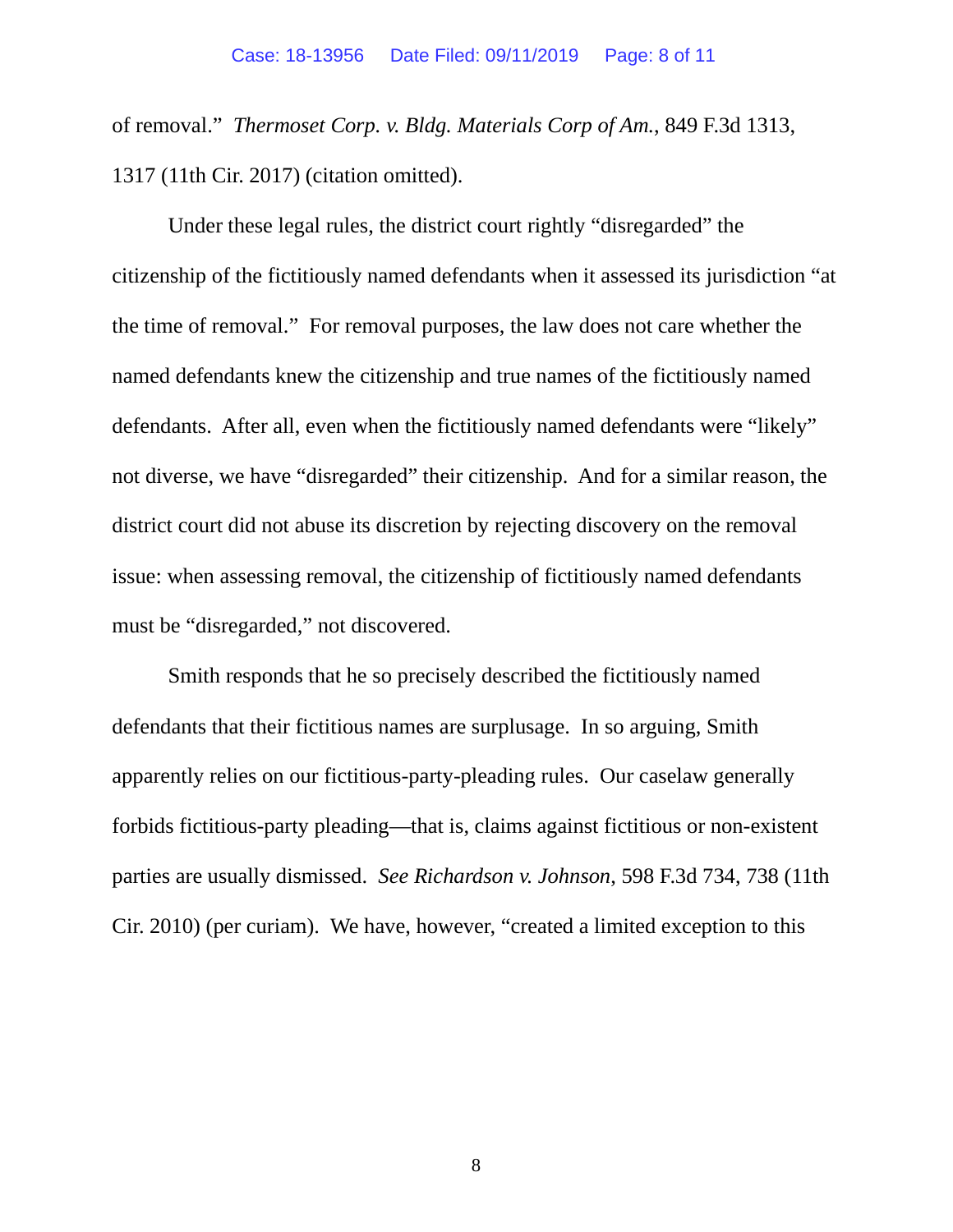of removal." *Thermoset Corp. v. Bldg. Materials Corp of Am.*, 849 F.3d 1313, 1317 (11th Cir. 2017) (citation omitted).

Under these legal rules, the district court rightly "disregarded" the citizenship of the fictitiously named defendants when it assessed its jurisdiction "at the time of removal." For removal purposes, the law does not care whether the named defendants knew the citizenship and true names of the fictitiously named defendants. After all, even when the fictitiously named defendants were "likely" not diverse, we have "disregarded" their citizenship. And for a similar reason, the district court did not abuse its discretion by rejecting discovery on the removal issue: when assessing removal, the citizenship of fictitiously named defendants must be "disregarded," not discovered.

Smith responds that he so precisely described the fictitiously named defendants that their fictitious names are surplusage. In so arguing, Smith apparently relies on our fictitious-party-pleading rules. Our caselaw generally forbids fictitious-party pleading—that is, claims against fictitious or non-existent parties are usually dismissed. *See Richardson v. Johnson*, 598 F.3d 734, 738 (11th Cir. 2010) (per curiam). We have, however, "created a limited exception to this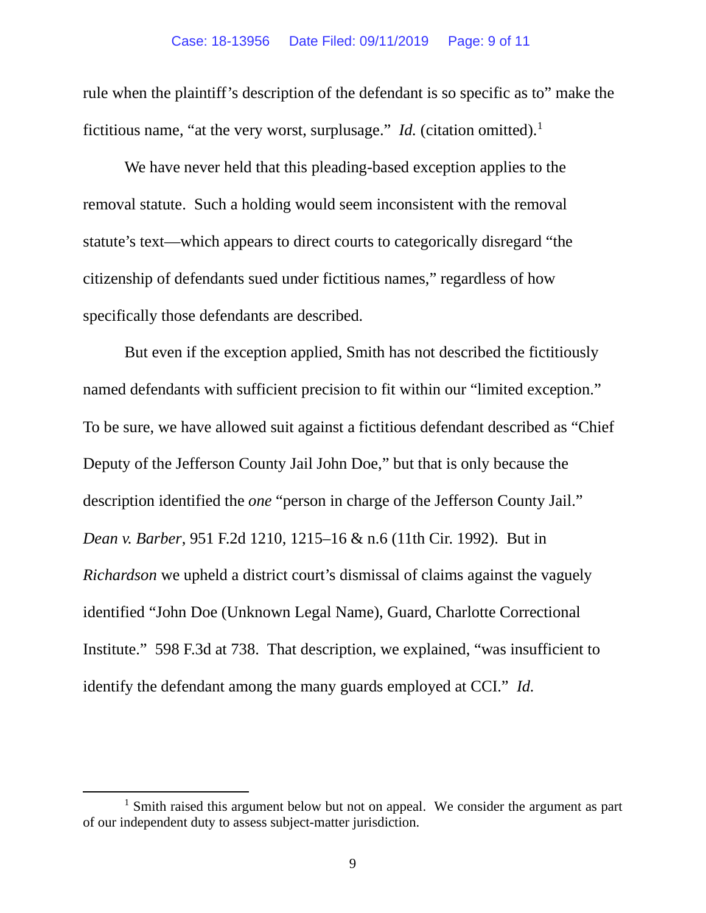rule when the plaintiff's description of the defendant is so specific as to" make the fictitious name, "at the very worst, surplusage." *Id.* (citation omitted).[1]

We have never held that this pleading-based exception applies to the removal statute. Such a holding would seem inconsistent with the removal statute's text—which appears to direct courts to categorically disregard "the citizenship of defendants sued under fictitious names," regardless of how specifically those defendants are described.

But even if the exception applied, Smith has not described the fictitiously named defendants with sufficient precision to fit within our "limited exception." To be sure, we have allowed suit against a fictitious defendant described as "Chief Deputy of the Jefferson County Jail John Doe," but that is only because the description identified the *one* "person in charge of the Jefferson County Jail." *Dean v. Barber*, 951 F.2d 1210, 1215–16 & n.6 (11th Cir. 1992). But in *Richardson* we upheld a district court's dismissal of claims against the vaguely identified "John Doe (Unknown Legal Name), Guard, Charlotte Correctional Institute." 598 F.3d at 738. That description, we explained, "was insufficient to identify the defendant among the many guards employed at CCI." *Id.*

---

[1] Smith raised this argument below but not on appeal. We consider the argument as part of our independent duty to assess subject-matter jurisdiction.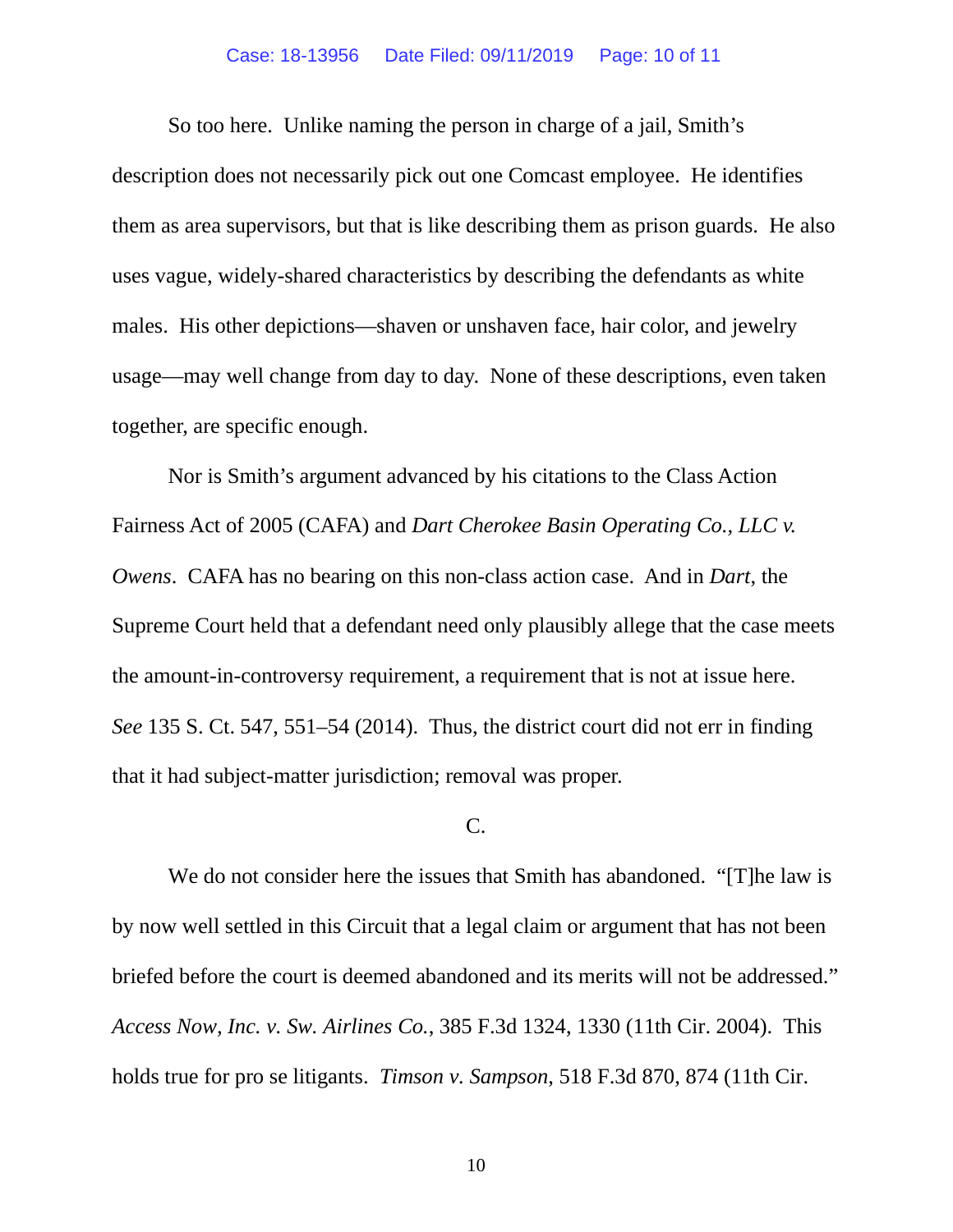So too here. Unlike naming the person in charge of a jail, Smith's description does not necessarily pick out one Comcast employee. He identifies them as area supervisors, but that is like describing them as prison guards. He also uses vague, widely-shared characteristics by describing the defendants as white males. His other depictions—shaven or unshaven face, hair color, and jewelry usage—may well change from day to day. None of these descriptions, even taken together, are specific enough.

Nor is Smith's argument advanced by his citations to the Class Action Fairness Act of 2005 (CAFA) and *Dart Cherokee Basin Operating Co., LLC v. Owens*. CAFA has no bearing on this non-class action case. And in *Dart*, the Supreme Court held that a defendant need only plausibly allege that the case meets the amount-in-controversy requirement, a requirement that is not at issue here. *See* 135 S. Ct. 547, 551–54 (2014). Thus, the district court did not err in finding that it had subject-matter jurisdiction; removal was proper.

C.

We do not consider here the issues that Smith has abandoned. "[T]he law is by now well settled in this Circuit that a legal claim or argument that has not been briefed before the court is deemed abandoned and its merits will not be addressed." *Access Now, Inc. v. Sw. Airlines Co.*, 385 F.3d 1324, 1330 (11th Cir. 2004). This holds true for pro se litigants. *Timson v. Sampson*, 518 F.3d 870, 874 (11th Cir.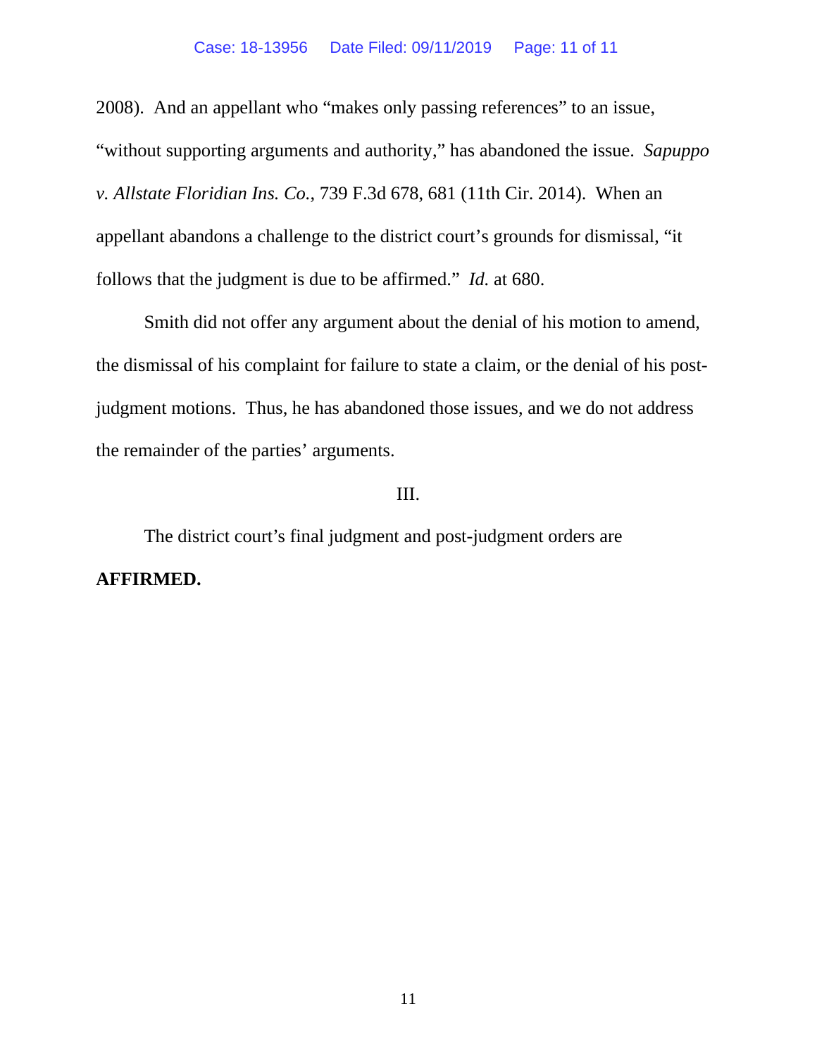2008). And an appellant who "makes only passing references" to an issue, "without supporting arguments and authority," has abandoned the issue. *Sapuppo v. Allstate Floridian Ins. Co.*, 739 F.3d 678, 681 (11th Cir. 2014). When an appellant abandons a challenge to the district court's grounds for dismissal, "it follows that the judgment is due to be affirmed." *Id.* at 680.

Smith did not offer any argument about the denial of his motion to amend, the dismissal of his complaint for failure to state a claim, or the denial of his post-judgment motions. Thus, he has abandoned those issues, and we do not address the remainder of the parties' arguments.

III.

The district court's final judgment and post-judgment orders are **AFFIRMED.**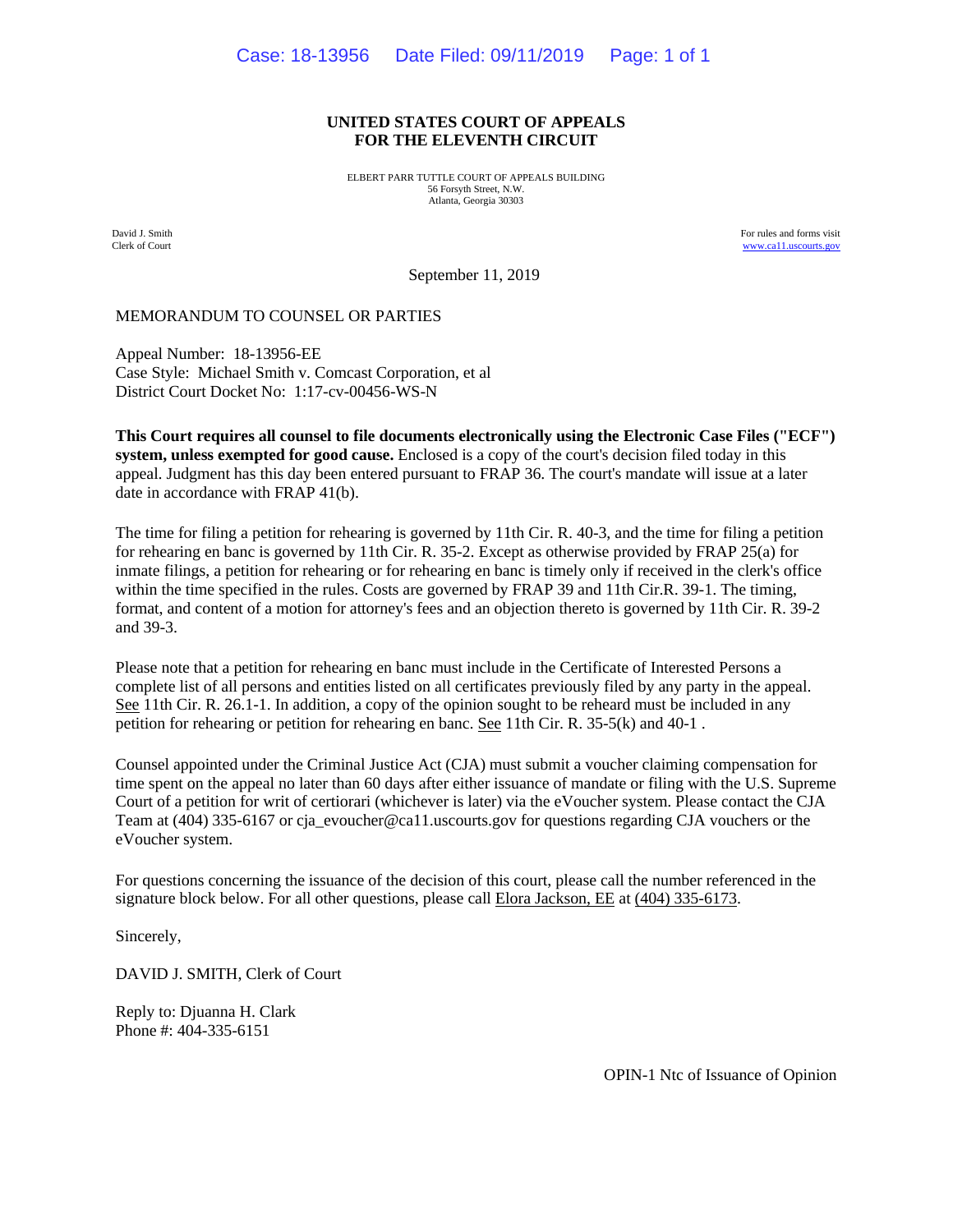# UNITED STATES COURT OF APPEALS FOR THE ELEVENTH CIRCUIT

ELBERT PARR TUTTLE COURT OF APPEALS BUILDING
56 Forsyth Street, N.W.
Atlanta, Georgia 30303

David J. Smith
Clerk of Court

For rules and forms visit
www.ca11.uscourts.gov

September 11, 2019

MEMORANDUM TO COUNSEL OR PARTIES

Appeal Number: 18-13956-EE
Case Style: Michael Smith v. Comcast Corporation, et al
District Court Docket No: 1:17-cv-00456-WS-N

**This Court requires all counsel to file documents electronically using the Electronic Case Files ("ECF") system, unless exempted for good cause.** Enclosed is a copy of the court's decision filed today in this appeal. Judgment has this day been entered pursuant to FRAP 36. The court's mandate will issue at a later date in accordance with FRAP 41(b).

The time for filing a petition for rehearing is governed by 11th Cir. R. 40-3, and the time for filing a petition for rehearing en banc is governed by 11th Cir. R. 35-2. Except as otherwise provided by FRAP 25(a) for inmate filings, a petition for rehearing or for rehearing en banc is timely only if received in the clerk's office within the time specified in the rules. Costs are governed by FRAP 39 and 11th Cir.R. 39-1. The timing, format, and content of a motion for attorney's fees and an objection thereto is governed by 11th Cir. R. 39-2 and 39-3.

Please note that a petition for rehearing en banc must include in the Certificate of Interested Persons a complete list of all persons and entities listed on all certificates previously filed by any party in the appeal. See 11th Cir. R. 26.1-1. In addition, a copy of the opinion sought to be reheard must be included in any petition for rehearing or petition for rehearing en banc. See 11th Cir. R. 35-5(k) and 40-1 .

Counsel appointed under the Criminal Justice Act (CJA) must submit a voucher claiming compensation for time spent on the appeal no later than 60 days after either issuance of mandate or filing with the U.S. Supreme Court of a petition for writ of certiorari (whichever is later) via the eVoucher system. Please contact the CJA Team at (404) 335-6167 or cja_evoucher@ca11.uscourts.gov for questions regarding CJA vouchers or the eVoucher system.

For questions concerning the issuance of the decision of this court, please call the number referenced in the signature block below. For all other questions, please call Elora Jackson, EE at (404) 335-6173.

Sincerely,

DAVID J. SMITH, Clerk of Court

Reply to: Djuanna H. Clark
Phone #: 404-335-6151

OPIN-1 Ntc of Issuance of Opinion